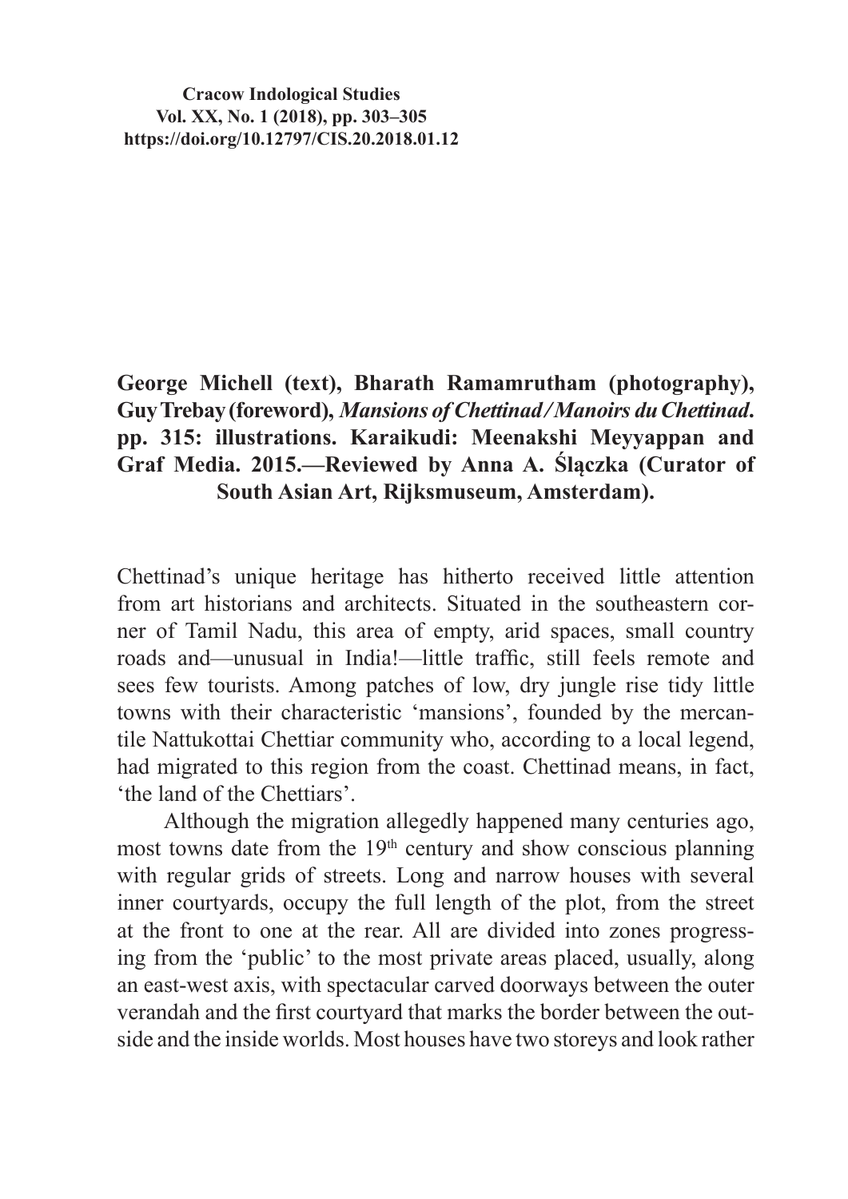**George Michell (text), Bharath Ramamrutham (photography), Guy Trebay (foreword), *Mansions of Chettinad / Manoirs du Chettinad*. pp. 315: illustrations. Karaikudi: Meenakshi Meyyappan and Graf Media. 2015.—Reviewed by Anna A. Ślączka (Curator of South Asian Art, Rijksmuseum, Amsterdam).**

Chettinad's unique heritage has hitherto received little attention from art historians and architects. Situated in the southeastern corner of Tamil Nadu, this area of empty, arid spaces, small country roads and—unusual in India!—little traffic, still feels remote and sees few tourists. Among patches of low, dry jungle rise tidy little towns with their characteristic 'mansions', founded by the mercantile Nattukottai Chettiar community who, according to a local legend, had migrated to this region from the coast. Chettinad means, in fact, 'the land of the Chettiars'.

Although the migration allegedly happened many centuries ago, most towns date from the 19th century and show conscious planning with regular grids of streets. Long and narrow houses with several inner courtyards, occupy the full length of the plot, from the street at the front to one at the rear. All are divided into zones progressing from the 'public' to the most private areas placed, usually, along an east-west axis, with spectacular carved doorways between the outer verandah and the first courtyard that marks the border between the outside and the inside worlds. Most houses have two storeys and look rather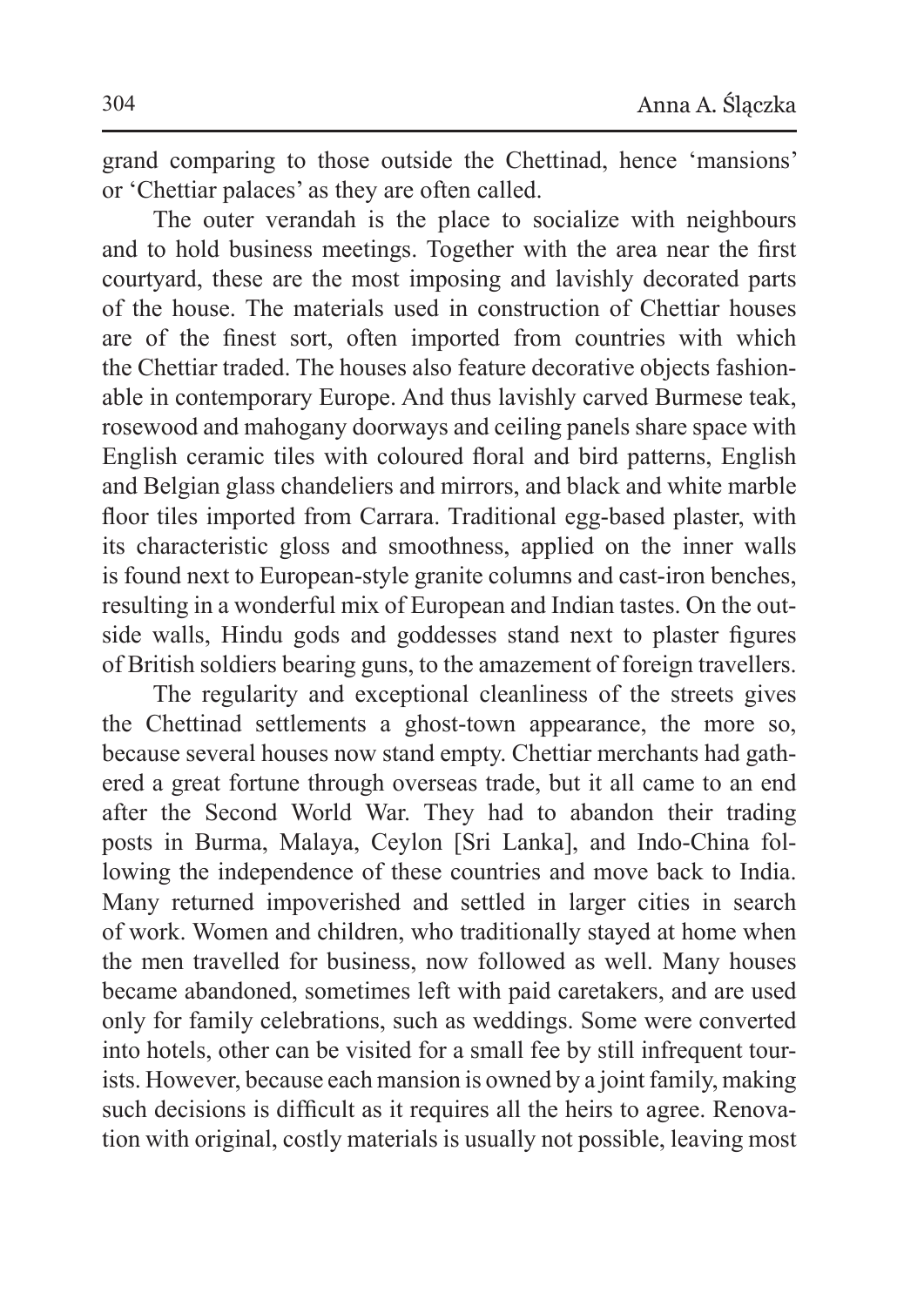grand comparing to those outside the Chettinad, hence 'mansions' or 'Chettiar palaces' as they are often called.

The outer verandah is the place to socialize with neighbours and to hold business meetings. Together with the area near the first courtyard, these are the most imposing and lavishly decorated parts of the house. The materials used in construction of Chettiar houses are of the finest sort, often imported from countries with which the Chettiar traded. The houses also feature decorative objects fashionable in contemporary Europe. And thus lavishly carved Burmese teak, rosewood and mahogany doorways and ceiling panels share space with English ceramic tiles with coloured floral and bird patterns, English and Belgian glass chandeliers and mirrors, and black and white marble floor tiles imported from Carrara. Traditional egg-based plaster, with its characteristic gloss and smoothness, applied on the inner walls is found next to European-style granite columns and cast-iron benches, resulting in a wonderful mix of European and Indian tastes. On the outside walls, Hindu gods and goddesses stand next to plaster figures of British soldiers bearing guns, to the amazement of foreign travellers.

The regularity and exceptional cleanliness of the streets gives the Chettinad settlements a ghost-town appearance, the more so, because several houses now stand empty. Chettiar merchants had gathered a great fortune through overseas trade, but it all came to an end after the Second World War. They had to abandon their trading posts in Burma, Malaya, Ceylon [Sri Lanka], and Indo-China following the independence of these countries and move back to India. Many returned impoverished and settled in larger cities in search of work. Women and children, who traditionally stayed at home when the men travelled for business, now followed as well. Many houses became abandoned, sometimes left with paid caretakers, and are used only for family celebrations, such as weddings. Some were converted into hotels, other can be visited for a small fee by still infrequent tourists. However, because each mansion is owned by a joint family, making such decisions is difficult as it requires all the heirs to agree. Renovation with original, costly materials is usually not possible, leaving most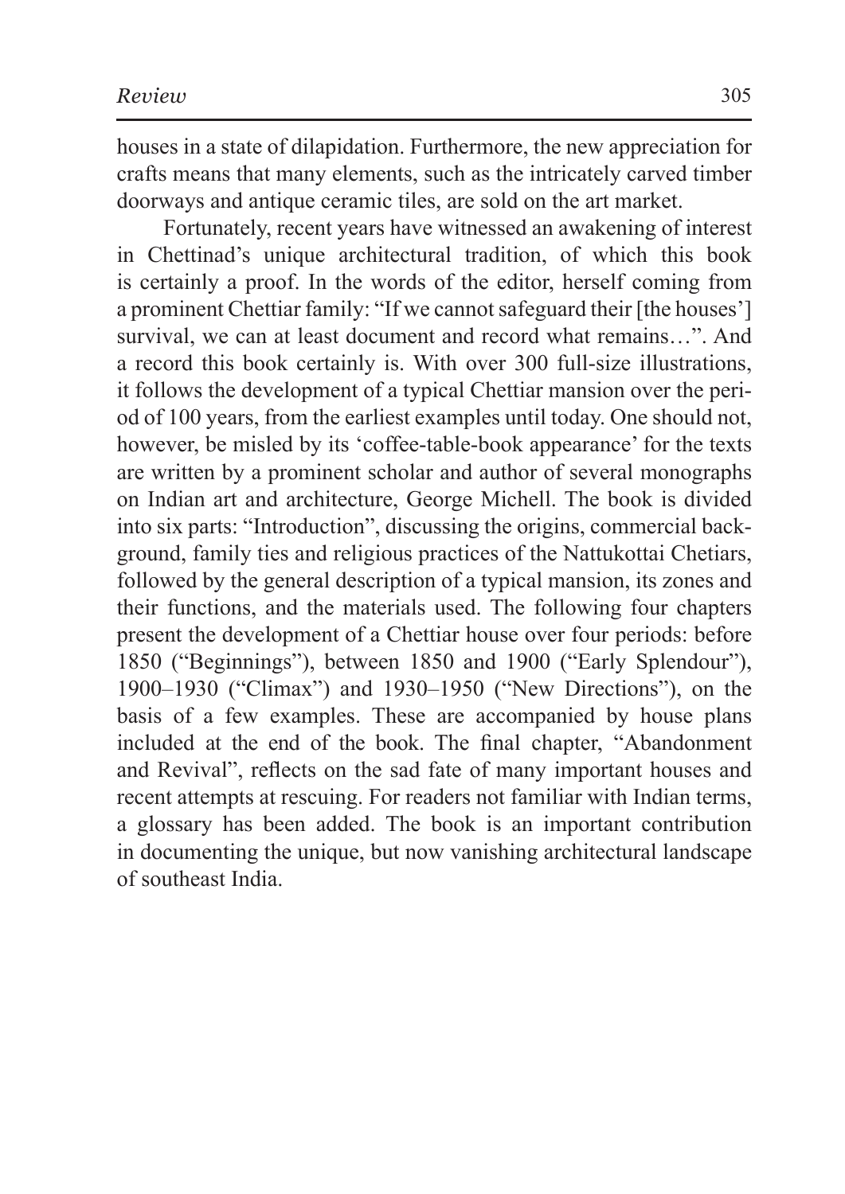houses in a state of dilapidation. Furthermore, the new appreciation for crafts means that many elements, such as the intricately carved timber doorways and antique ceramic tiles, are sold on the art market.

Fortunately, recent years have witnessed an awakening of interest in Chettinad's unique architectural tradition, of which this book is certainly a proof. In the words of the editor, herself coming from a prominent Chettiar family: "If we cannot safeguard their [the houses'] survival, we can at least document and record what remains…". And a record this book certainly is. With over 300 full-size illustrations, it follows the development of a typical Chettiar mansion over the period of 100 years, from the earliest examples until today. One should not, however, be misled by its 'coffee-table-book appearance' for the texts are written by a prominent scholar and author of several monographs on Indian art and architecture, George Michell. The book is divided into six parts: "Introduction", discussing the origins, commercial background, family ties and religious practices of the Nattukottai Chetiars, followed by the general description of a typical mansion, its zones and their functions, and the materials used. The following four chapters present the development of a Chettiar house over four periods: before 1850 ("Beginnings"), between 1850 and 1900 ("Early Splendour"), 1900–1930 ("Climax") and 1930–1950 ("New Directions"), on the basis of a few examples. These are accompanied by house plans included at the end of the book. The final chapter, "Abandonment and Revival", reflects on the sad fate of many important houses and recent attempts at rescuing. For readers not familiar with Indian terms, a glossary has been added. The book is an important contribution in documenting the unique, but now vanishing architectural landscape of southeast India.